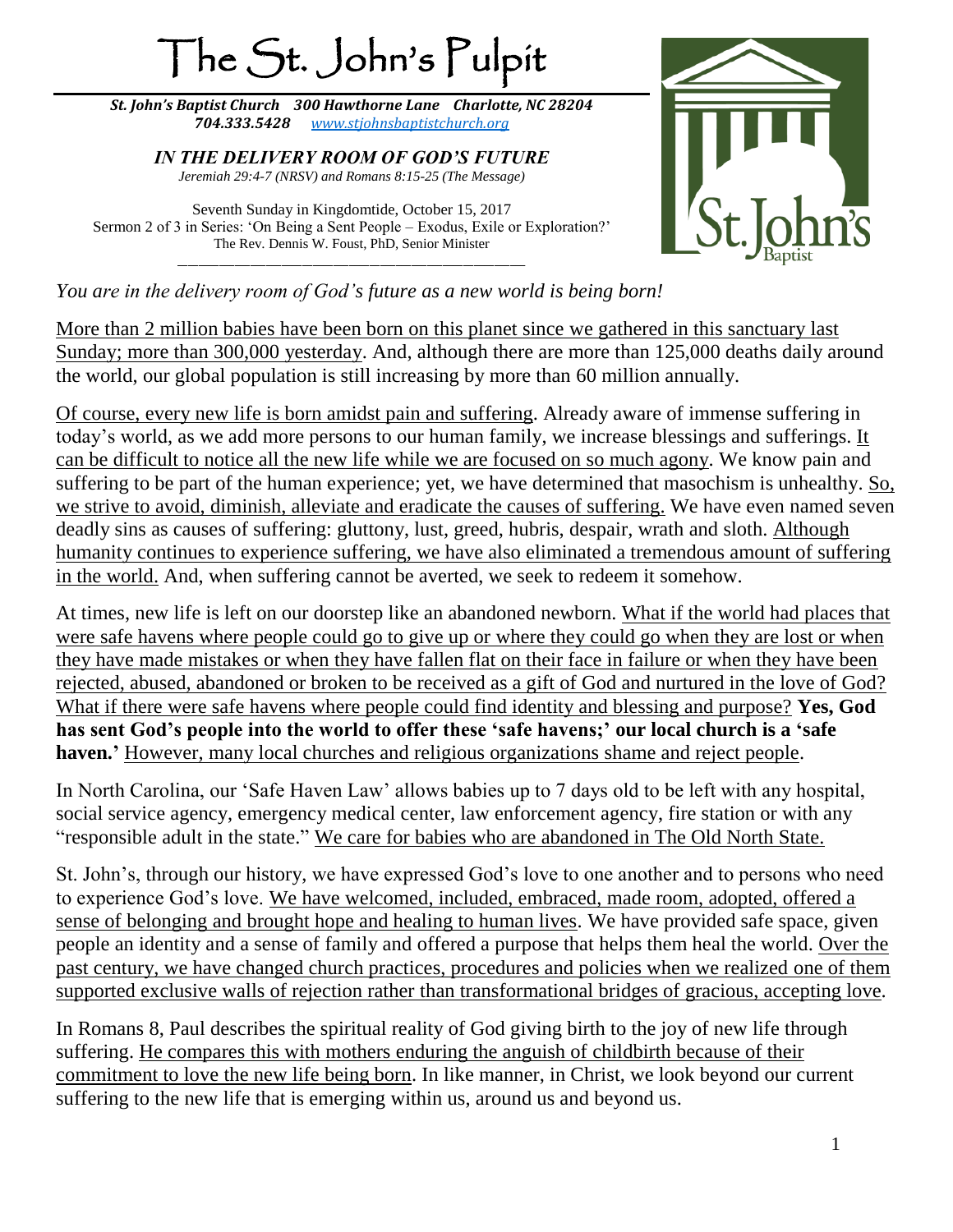# The St. John's Pulpit

***St. John's Baptist Church   300 Hawthorne Lane   Charlotte, NC 28204***
***704.333.5428   [www.stjohnsbaptistchurch.org](http://www.stjohnsbaptistchurch.org)***

***IN THE DELIVERY ROOM OF GOD'S FUTURE***
*Jeremiah 29:4-7 (NRSV) and Romans 8:15-25 (The Message)*

Seventh Sunday in Kingdomtide, October 15, 2017
Sermon 2 of 3 in Series: 'On Being a Sent People – Exodus, Exile or Exploration?'
The Rev. Dennis W. Foust, PhD, Senior Minister

---

*You are in the delivery room of God's future as a new world is being born!*

More than 2 million babies have been born on this planet since we gathered in this sanctuary last Sunday; more than 300,000 yesterday. And, although there are more than 125,000 deaths daily around the world, our global population is still increasing by more than 60 million annually.

Of course, every new life is born amidst pain and suffering. Already aware of immense suffering in today's world, as we add more persons to our human family, we increase blessings and sufferings. It can be difficult to notice all the new life while we are focused on so much agony. We know pain and suffering to be part of the human experience; yet, we have determined that masochism is unhealthy. So, we strive to avoid, diminish, alleviate and eradicate the causes of suffering. We have even named seven deadly sins as causes of suffering: gluttony, lust, greed, hubris, despair, wrath and sloth. Although humanity continues to experience suffering, we have also eliminated a tremendous amount of suffering in the world. And, when suffering cannot be averted, we seek to redeem it somehow.

At times, new life is left on our doorstep like an abandoned newborn. What if the world had places that were safe havens where people could go to give up or where they could go when they are lost or when they have made mistakes or when they have fallen flat on their face in failure or when they have been rejected, abused, abandoned or broken to be received as a gift of God and nurtured in the love of God? What if there were safe havens where people could find identity and blessing and purpose? **Yes, God has sent God's people into the world to offer these 'safe havens;' our local church is a 'safe haven.'** However, many local churches and religious organizations shame and reject people.

In North Carolina, our 'Safe Haven Law' allows babies up to 7 days old to be left with any hospital, social service agency, emergency medical center, law enforcement agency, fire station or with any "responsible adult in the state." We care for babies who are abandoned in The Old North State.

St. John's, through our history, we have expressed God's love to one another and to persons who need to experience God's love. We have welcomed, included, embraced, made room, adopted, offered a sense of belonging and brought hope and healing to human lives. We have provided safe space, given people an identity and a sense of family and offered a purpose that helps them heal the world. Over the past century, we have changed church practices, procedures and policies when we realized one of them supported exclusive walls of rejection rather than transformational bridges of gracious, accepting love.

In Romans 8, Paul describes the spiritual reality of God giving birth to the joy of new life through suffering. He compares this with mothers enduring the anguish of childbirth because of their commitment to love the new life being born. In like manner, in Christ, we look beyond our current suffering to the new life that is emerging within us, around us and beyond us.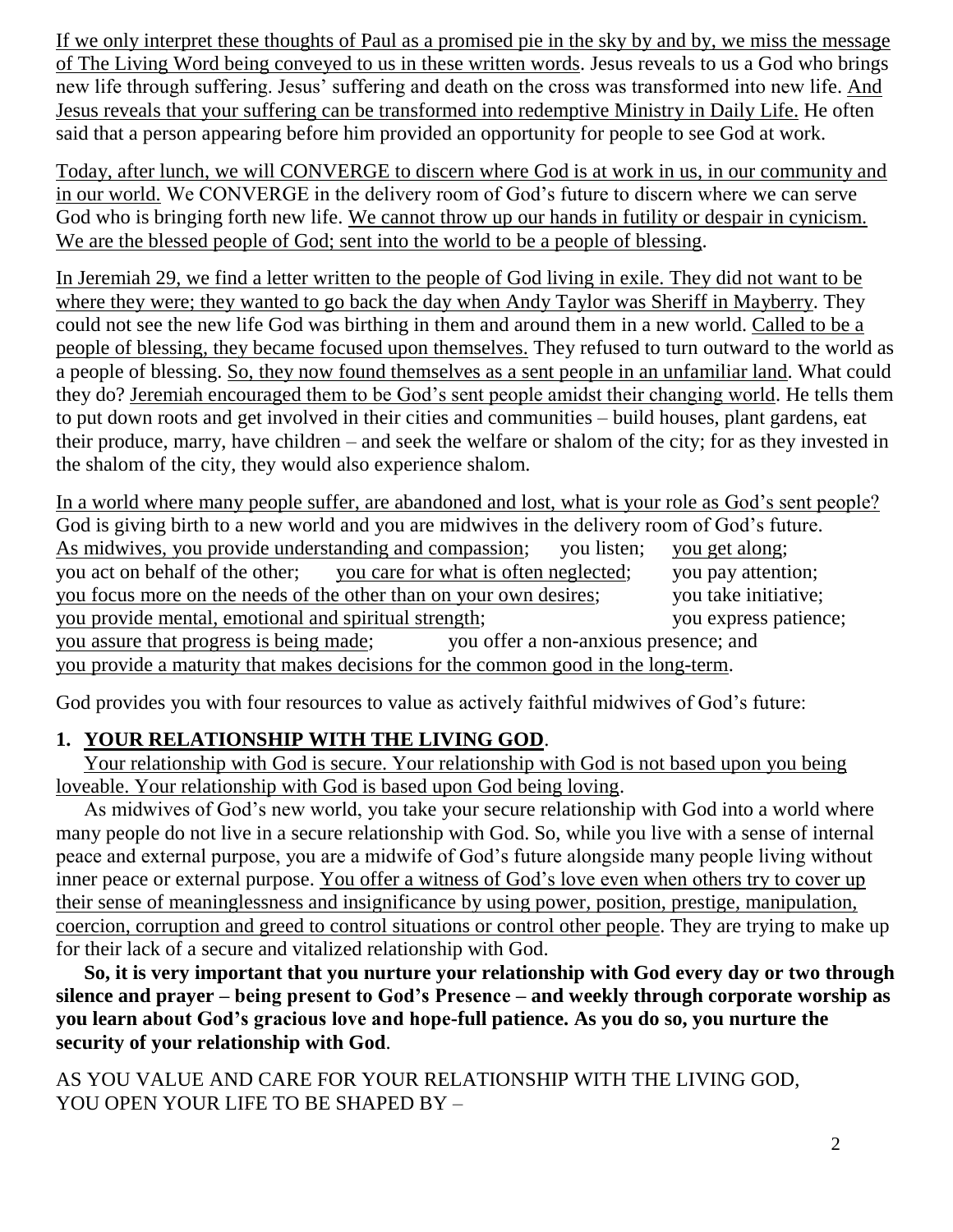If we only interpret these thoughts of Paul as a promised pie in the sky by and by, we miss the message of The Living Word being conveyed to us in these written words. Jesus reveals to us a God who brings new life through suffering. Jesus' suffering and death on the cross was transformed into new life. And Jesus reveals that your suffering can be transformed into redemptive Ministry in Daily Life. He often said that a person appearing before him provided an opportunity for people to see God at work.

Today, after lunch, we will CONVERGE to discern where God is at work in us, in our community and in our world. We CONVERGE in the delivery room of God's future to discern where we can serve God who is bringing forth new life. We cannot throw up our hands in futility or despair in cynicism. We are the blessed people of God; sent into the world to be a people of blessing.

In Jeremiah 29, we find a letter written to the people of God living in exile. They did not want to be where they were; they wanted to go back the day when Andy Taylor was Sheriff in Mayberry. They could not see the new life God was birthing in them and around them in a new world. Called to be a people of blessing, they became focused upon themselves. They refused to turn outward to the world as a people of blessing. So, they now found themselves as a sent people in an unfamiliar land. What could they do? Jeremiah encouraged them to be God's sent people amidst their changing world. He tells them to put down roots and get involved in their cities and communities – build houses, plant gardens, eat their produce, marry, have children – and seek the welfare or shalom of the city; for as they invested in the shalom of the city, they would also experience shalom.

In a world where many people suffer, are abandoned and lost, what is your role as God's sent people? God is giving birth to a new world and you are midwives in the delivery room of God's future. As midwives, you provide understanding and compassion; you listen; you get along; you act on behalf of the other; you care for what is often neglected; you pay attention; you focus more on the needs of the other than on your own desires; you take initiative; you provide mental, emotional and spiritual strength; you express patience; you assure that progress is being made; you offer a non-anxious presence; and you provide a maturity that makes decisions for the common good in the long-term.

God provides you with four resources to value as actively faithful midwives of God's future:

1. **YOUR RELATIONSHIP WITH THE LIVING GOD**.

   Your relationship with God is secure. Your relationship with God is not based upon you being loveable. Your relationship with God is based upon God being loving.

   As midwives of God's new world, you take your secure relationship with God into a world where many people do not live in a secure relationship with God. So, while you live with a sense of internal peace and external purpose, you are a midwife of God's future alongside many people living without inner peace or external purpose. You offer a witness of God's love even when others try to cover up their sense of meaninglessness and insignificance by using power, position, prestige, manipulation, coercion, corruption and greed to control situations or control other people. They are trying to make up for their lack of a secure and vitalized relationship with God.

   **So, it is very important that you nurture your relationship with God every day or two through silence and prayer – being present to God's Presence – and weekly through corporate worship as you learn about God's gracious love and hope-full patience. As you do so, you nurture the security of your relationship with God**.

AS YOU VALUE AND CARE FOR YOUR RELATIONSHIP WITH THE LIVING GOD, YOU OPEN YOUR LIFE TO BE SHAPED BY –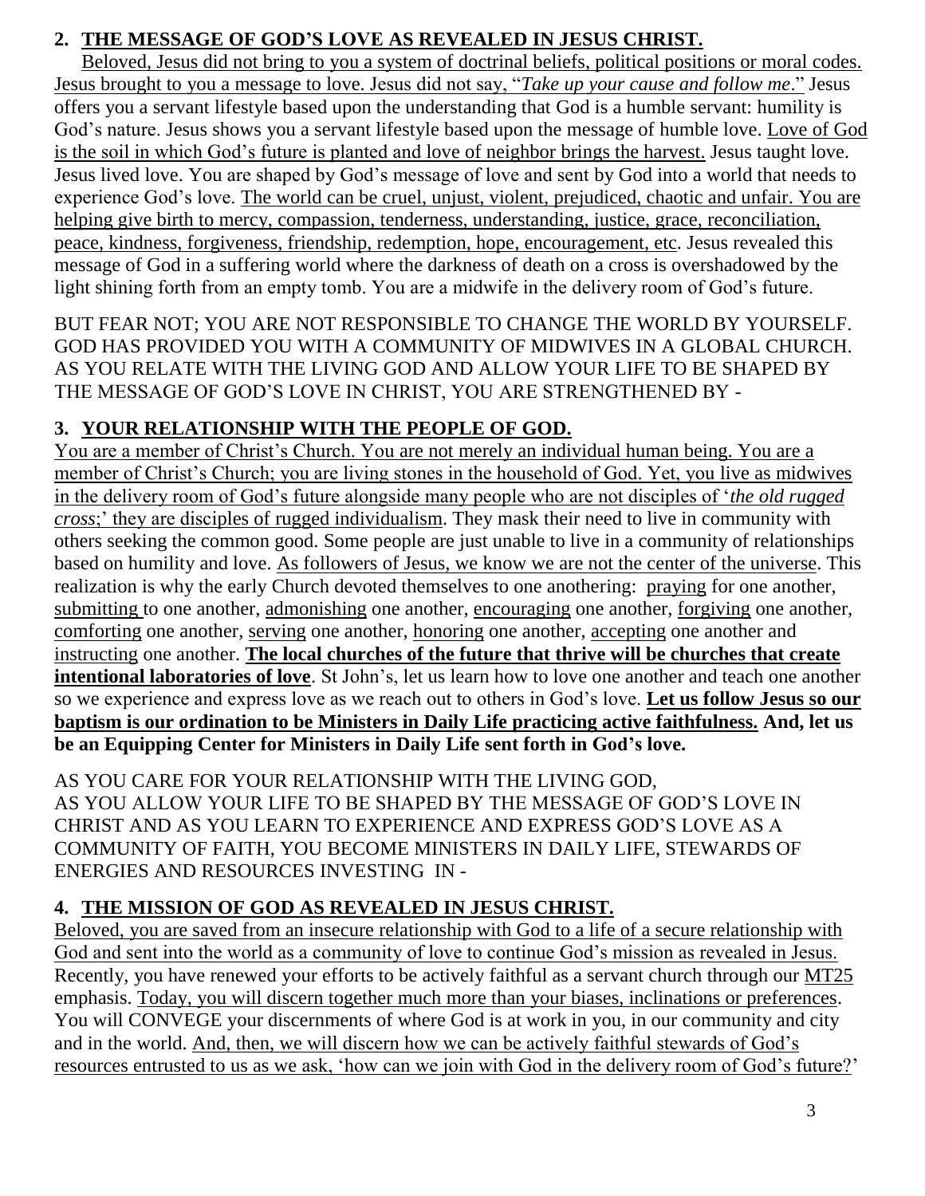## 2. THE MESSAGE OF GOD'S LOVE AS REVEALED IN JESUS CHRIST.

Beloved, Jesus did not bring to you a system of doctrinal beliefs, political positions or moral codes. Jesus brought to you a message to love. Jesus did not say, "*Take up your cause and follow me*." Jesus offers you a servant lifestyle based upon the understanding that God is a humble servant: humility is God's nature. Jesus shows you a servant lifestyle based upon the message of humble love. Love of God is the soil in which God's future is planted and love of neighbor brings the harvest. Jesus taught love. Jesus lived love. You are shaped by God's message of love and sent by God into a world that needs to experience God's love. The world can be cruel, unjust, violent, prejudiced, chaotic and unfair. You are helping give birth to mercy, compassion, tenderness, understanding, justice, grace, reconciliation, peace, kindness, forgiveness, friendship, redemption, hope, encouragement, etc. Jesus revealed this message of God in a suffering world where the darkness of death on a cross is overshadowed by the light shining forth from an empty tomb. You are a midwife in the delivery room of God's future.

BUT FEAR NOT; YOU ARE NOT RESPONSIBLE TO CHANGE THE WORLD BY YOURSELF. GOD HAS PROVIDED YOU WITH A COMMUNITY OF MIDWIVES IN A GLOBAL CHURCH. AS YOU RELATE WITH THE LIVING GOD AND ALLOW YOUR LIFE TO BE SHAPED BY THE MESSAGE OF GOD'S LOVE IN CHRIST, YOU ARE STRENGTHENED BY -

## 3. YOUR RELATIONSHIP WITH THE PEOPLE OF GOD.

You are a member of Christ's Church. You are not merely an individual human being. You are a member of Christ's Church; you are living stones in the household of God. Yet, you live as midwives in the delivery room of God's future alongside many people who are not disciples of '*the old rugged cross*;' they are disciples of rugged individualism. They mask their need to live in community with others seeking the common good. Some people are just unable to live in a community of relationships based on humility and love. As followers of Jesus, we know we are not the center of the universe. This realization is why the early Church devoted themselves to one anothering: praying for one another, submitting to one another, admonishing one another, encouraging one another, forgiving one another, comforting one another, serving one another, honoring one another, accepting one another and instructing one another. **The local churches of the future that thrive will be churches that create intentional laboratories of love**. St John's, let us learn how to love one another and teach one another so we experience and express love as we reach out to others in God's love. **Let us follow Jesus so our baptism is our ordination to be Ministers in Daily Life practicing active faithfulness. And, let us be an Equipping Center for Ministers in Daily Life sent forth in God's love.**

AS YOU CARE FOR YOUR RELATIONSHIP WITH THE LIVING GOD,
AS YOU ALLOW YOUR LIFE TO BE SHAPED BY THE MESSAGE OF GOD'S LOVE IN CHRIST AND AS YOU LEARN TO EXPERIENCE AND EXPRESS GOD'S LOVE AS A COMMUNITY OF FAITH, YOU BECOME MINISTERS IN DAILY LIFE, STEWARDS OF ENERGIES AND RESOURCES INVESTING IN -

## 4. THE MISSION OF GOD AS REVEALED IN JESUS CHRIST.

Beloved, you are saved from an insecure relationship with God to a life of a secure relationship with God and sent into the world as a community of love to continue God's mission as revealed in Jesus. Recently, you have renewed your efforts to be actively faithful as a servant church through our MT25 emphasis. Today, you will discern together much more than your biases, inclinations or preferences. You will CONVEGE your discernments of where God is at work in you, in our community and city and in the world. And, then, we will discern how we can be actively faithful stewards of God's resources entrusted to us as we ask, 'how can we join with God in the delivery room of God's future?'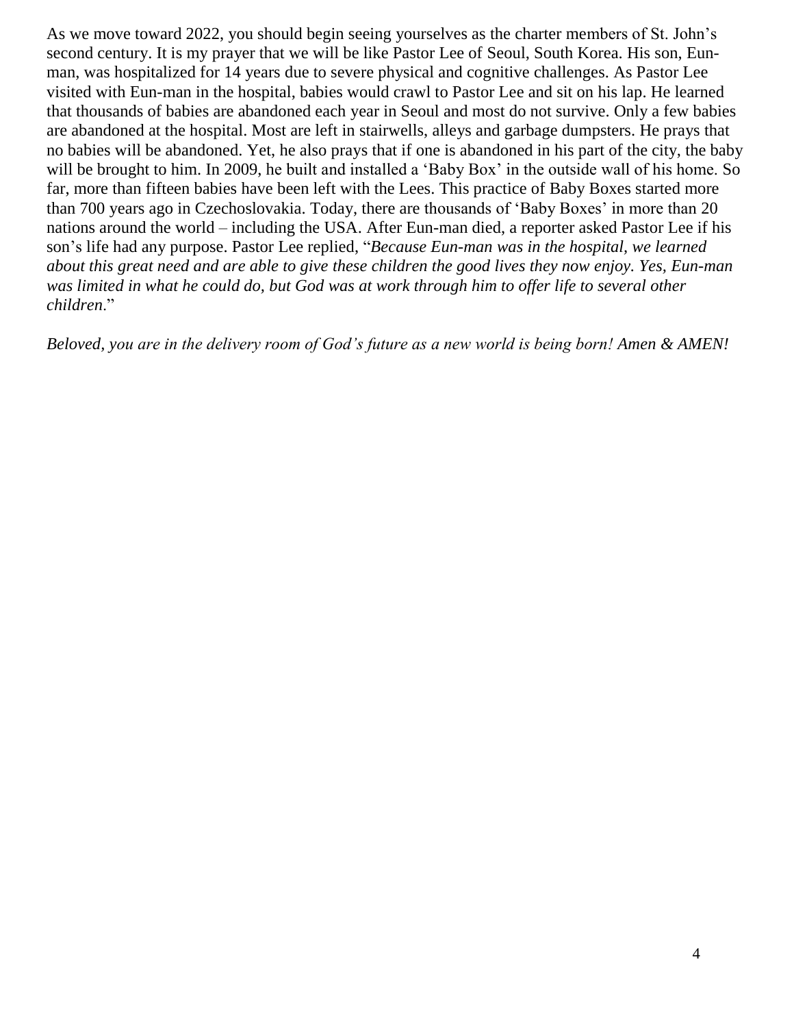As we move toward 2022, you should begin seeing yourselves as the charter members of St. John's second century. It is my prayer that we will be like Pastor Lee of Seoul, South Korea. His son, Eun-man, was hospitalized for 14 years due to severe physical and cognitive challenges. As Pastor Lee visited with Eun-man in the hospital, babies would crawl to Pastor Lee and sit on his lap. He learned that thousands of babies are abandoned each year in Seoul and most do not survive. Only a few babies are abandoned at the hospital. Most are left in stairwells, alleys and garbage dumpsters. He prays that no babies will be abandoned. Yet, he also prays that if one is abandoned in his part of the city, the baby will be brought to him. In 2009, he built and installed a 'Baby Box' in the outside wall of his home. So far, more than fifteen babies have been left with the Lees. This practice of Baby Boxes started more than 700 years ago in Czechoslovakia. Today, there are thousands of 'Baby Boxes' in more than 20 nations around the world – including the USA. After Eun-man died, a reporter asked Pastor Lee if his son's life had any purpose. Pastor Lee replied, "*Because Eun-man was in the hospital, we learned about this great need and are able to give these children the good lives they now enjoy. Yes, Eun-man was limited in what he could do, but God was at work through him to offer life to several other children*."

*Beloved, you are in the delivery room of God's future as a new world is being born! Amen & AMEN!*